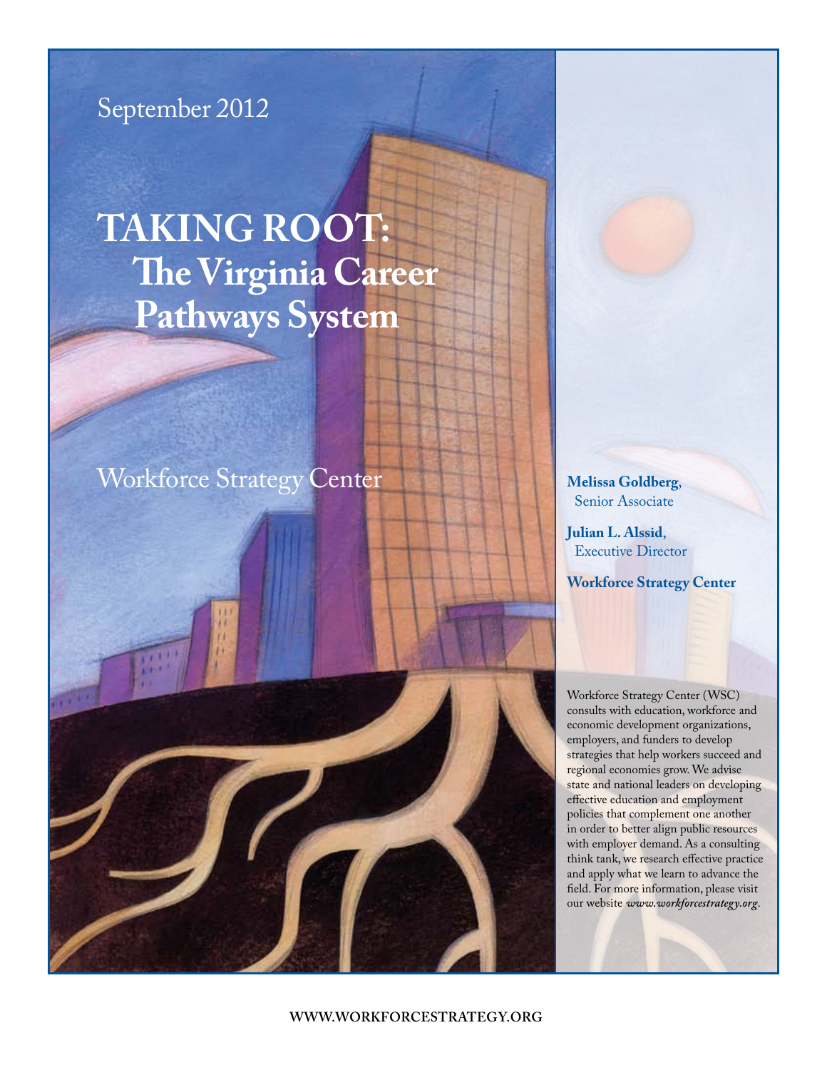September 2012

# TAKING ROOT: The Virginia Career Pathways System

Workforce Strategy Center

**Melissa Goldberg**, Senior Associate

**Julian L. Alssid**, Executive Director

**Workforce Strategy Center**

Workforce Strategy Center (WSC) consults with education, workforce and economic development organizations, employers, and funders to develop strategies that help workers succeed and regional economies grow. We advise state and national leaders on developing effective education and employment policies that complement one another in order to better align public resources with employer demand. As a consulting think tank, we research effective practice and apply what we learn to advance the field. For more information, please visit our website ***www.workforcestrategy.org***.

WWW.WORKFORCESTRATEGY.ORG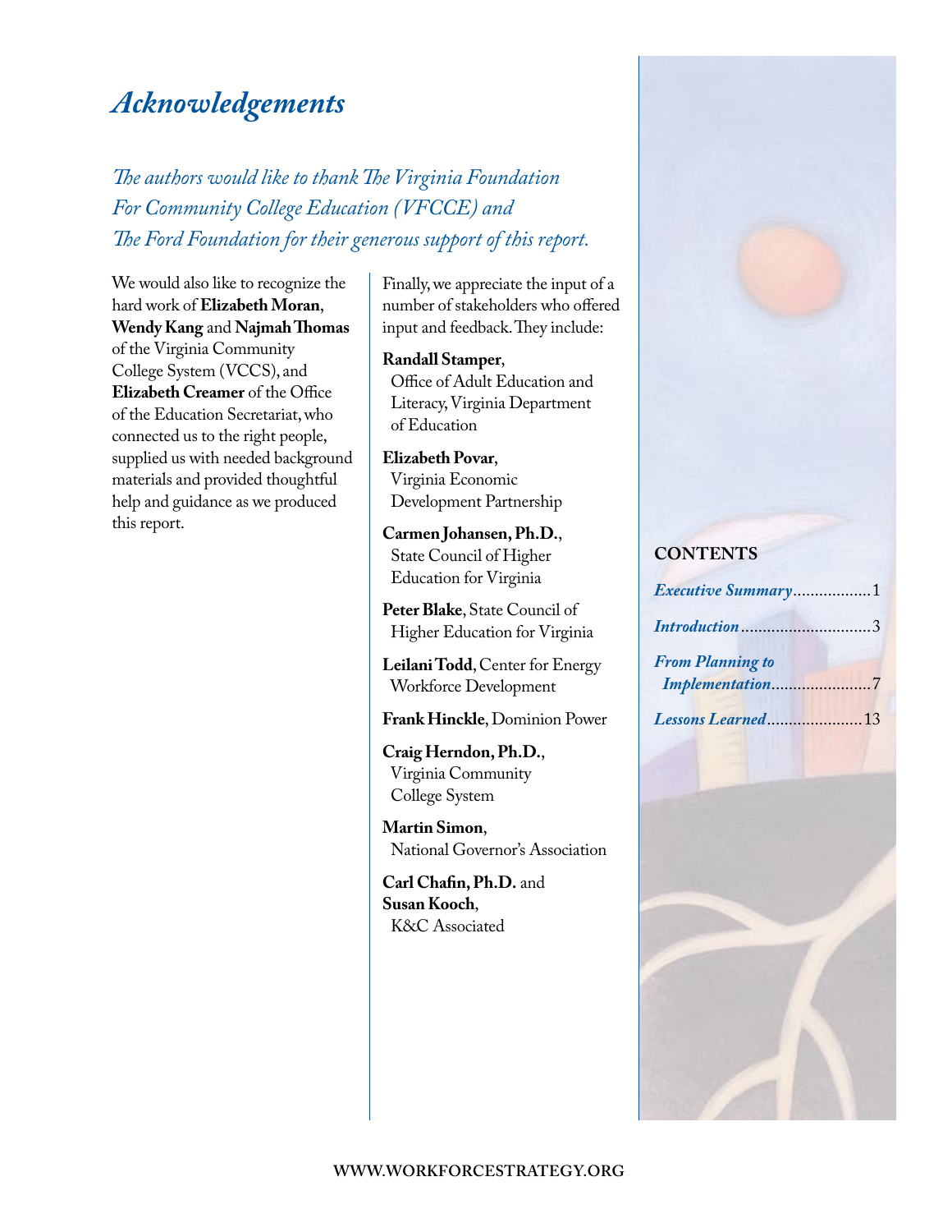# Acknowledgements

*The authors would like to thank The Virginia Foundation For Community College Education (VFCCE) and The Ford Foundation for their generous support of this report.*

We would also like to recognize the hard work of **Elizabeth Moran**, **Wendy Kang** and **Najmah Thomas** of the Virginia Community College System (VCCS), and **Elizabeth Creamer** of the Office of the Education Secretariat, who connected us to the right people, supplied us with needed background materials and provided thoughtful help and guidance as we produced this report.

Finally, we appreciate the input of a number of stakeholders who offered input and feedback. They include:

**Randall Stamper**, Office of Adult Education and Literacy, Virginia Department of Education

**Elizabeth Povar**, Virginia Economic Development Partnership

**Carmen Johansen, Ph.D.**, State Council of Higher Education for Virginia

**Peter Blake**, State Council of Higher Education for Virginia

**Leilani Todd**, Center for Energy Workforce Development

**Frank Hinckle**, Dominion Power

**Craig Herndon, Ph.D.**, Virginia Community College System

**Martin Simon**, National Governor's Association

**Carl Chafin, Ph.D.** and **Susan Kooch**, K&C Associated

## CONTENTS

*Executive Summary*..................1

*Introduction*..............................3

*From Planning to Implementation*.......................7

*Lessons Learned*......................13

WWW.WORKFORCESTRATEGY.ORG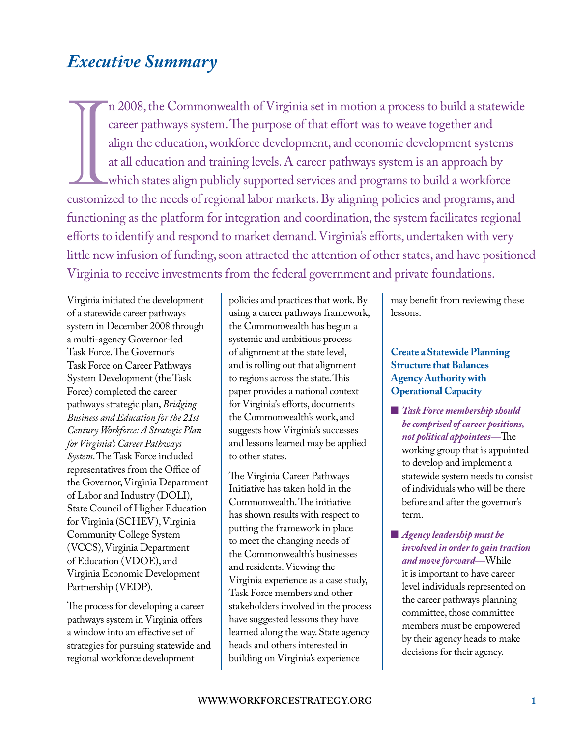# *Executive Summary*

In 2008, the Commonwealth of Virginia set in motion a process to build a statewide career pathways system. The purpose of that effort was to weave together and align the education, workforce development, and economic development systems at all education and training levels. A career pathways system is an approach by which states align publicly supported services and programs to build a workforce customized to the needs of regional labor markets. By aligning policies and programs, and functioning as the platform for integration and coordination, the system facilitates regional efforts to identify and respond to market demand. Virginia's efforts, undertaken with very little new infusion of funding, soon attracted the attention of other states, and have positioned Virginia to receive investments from the federal government and private foundations.

Virginia initiated the development of a statewide career pathways system in December 2008 through a multi-agency Governor-led Task Force. The Governor's Task Force on Career Pathways System Development (the Task Force) completed the career pathways strategic plan, *Bridging Business and Education for the 21st Century Workforce: A Strategic Plan for Virginia's Career Pathways System*. The Task Force included representatives from the Office of the Governor, Virginia Department of Labor and Industry (DOLI), State Council of Higher Education for Virginia (SCHEV), Virginia Community College System (VCCS), Virginia Department of Education (VDOE), and Virginia Economic Development Partnership (VEDP).

The process for developing a career pathways system in Virginia offers a window into an effective set of strategies for pursuing statewide and regional workforce development policies and practices that work. By using a career pathways framework, the Commonwealth has begun a systemic and ambitious process of alignment at the state level, and is rolling out that alignment to regions across the state. This paper provides a national context for Virginia's efforts, documents the Commonwealth's work, and suggests how Virginia's successes and lessons learned may be applied to other states.

The Virginia Career Pathways Initiative has taken hold in the Commonwealth. The initiative has shown results with respect to putting the framework in place to meet the changing needs of the Commonwealth's businesses and residents. Viewing the Virginia experience as a case study, Task Force members and other stakeholders involved in the process have suggested lessons they have learned along the way. State agency heads and others interested in building on Virginia's experience may benefit from reviewing these lessons.

### Create a Statewide Planning Structure that Balances Agency Authority with Operational Capacity

- ***Task Force membership should be comprised of career positions, not political appointees***—The working group that is appointed to develop and implement a statewide system needs to consist of individuals who will be there before and after the governor's term.
- ***Agency leadership must be involved in order to gain traction and move forward***—While it is important to have career level individuals represented on the career pathways planning committee, those committee members must be empowered by their agency heads to make decisions for their agency.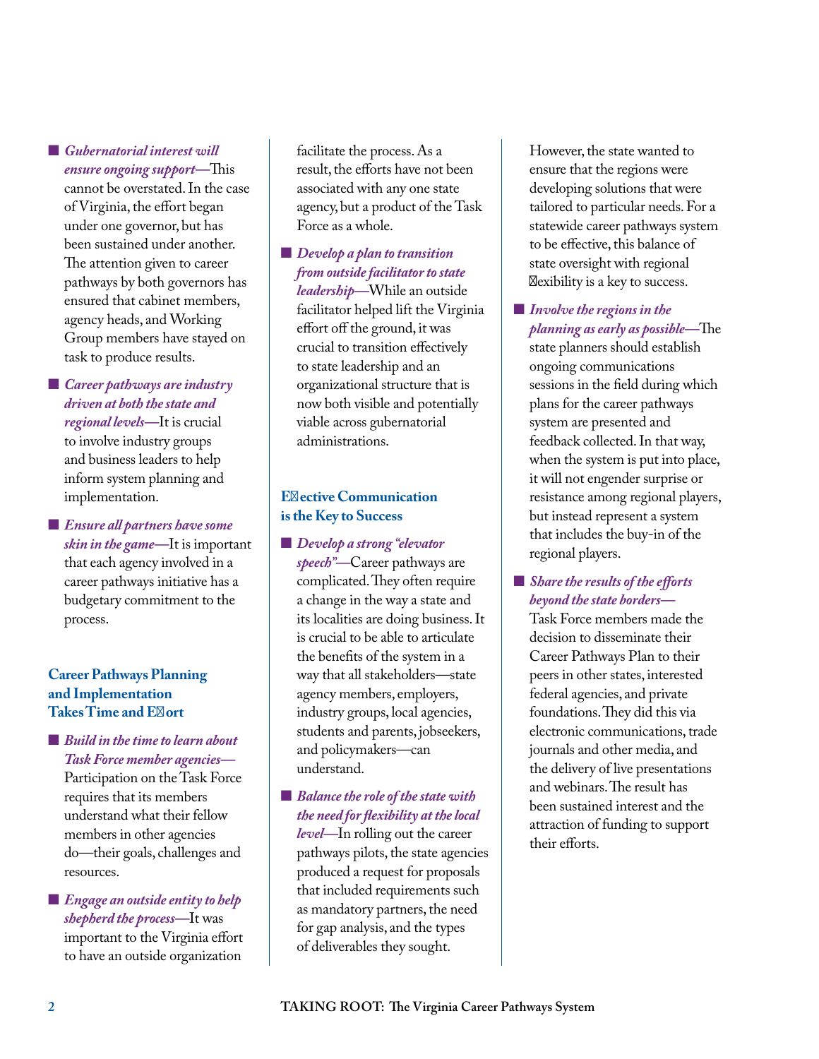- ***Gubernatorial interest will ensure ongoing support***—This cannot be overstated. In the case of Virginia, the effort began under one governor, but has been sustained under another. The attention given to career pathways by both governors has ensured that cabinet members, agency heads, and Working Group members have stayed on task to produce results.
- ***Career pathways are industry driven at both the state and regional levels***—It is crucial to involve industry groups and business leaders to help inform system planning and implementation.
- ***Ensure all partners have some skin in the game***—It is important that each agency involved in a career pathways initiative has a budgetary commitment to the process.

## Career Pathways Planning and Implementation Takes Time and Effort

- ***Build in the time to learn about Task Force member agencies***—Participation on the Task Force requires that its members understand what their fellow members in other agencies do—their goals, challenges and resources.
- ***Engage an outside entity to help shepherd the process***—It was important to the Virginia effort to have an outside organization facilitate the process. As a result, the efforts have not been associated with any one state agency, but a product of the Task Force as a whole.
- ***Develop a plan to transition from outside facilitator to state leadership***—While an outside facilitator helped lift the Virginia effort off the ground, it was crucial to transition effectively to state leadership and an organizational structure that is now both visible and potentially viable across gubernatorial administrations.

## Effective Communication is the Key to Success

- ***Develop a strong "elevator speech"***—Career pathways are complicated. They often require a change in the way a state and its localities are doing business. It is crucial to be able to articulate the benefits of the system in a way that all stakeholders—state agency members, employers, industry groups, local agencies, students and parents, jobseekers, and policymakers—can understand.
- ***Balance the role of the state with the need for flexibility at the local level***—In rolling out the career pathways pilots, the state agencies produced a request for proposals that included requirements such as mandatory partners, the need for gap analysis, and the types of deliverables they sought. However, the state wanted to ensure that the regions were developing solutions that were tailored to particular needs. For a statewide career pathways system to be effective, this balance of state oversight with regional flexibility is a key to success.
- ***Involve the regions in the planning as early as possible***—The state planners should establish ongoing communications sessions in the field during which plans for the career pathways system are presented and feedback collected. In that way, when the system is put into place, it will not engender surprise or resistance among regional players, but instead represent a system that includes the buy-in of the regional players.
- ***Share the results of the efforts beyond the state borders***—Task Force members made the decision to disseminate their Career Pathways Plan to their peers in other states, interested federal agencies, and private foundations. They did this via electronic communications, trade journals and other media, and the delivery of live presentations and webinars. The result has been sustained interest and the attraction of funding to support their efforts.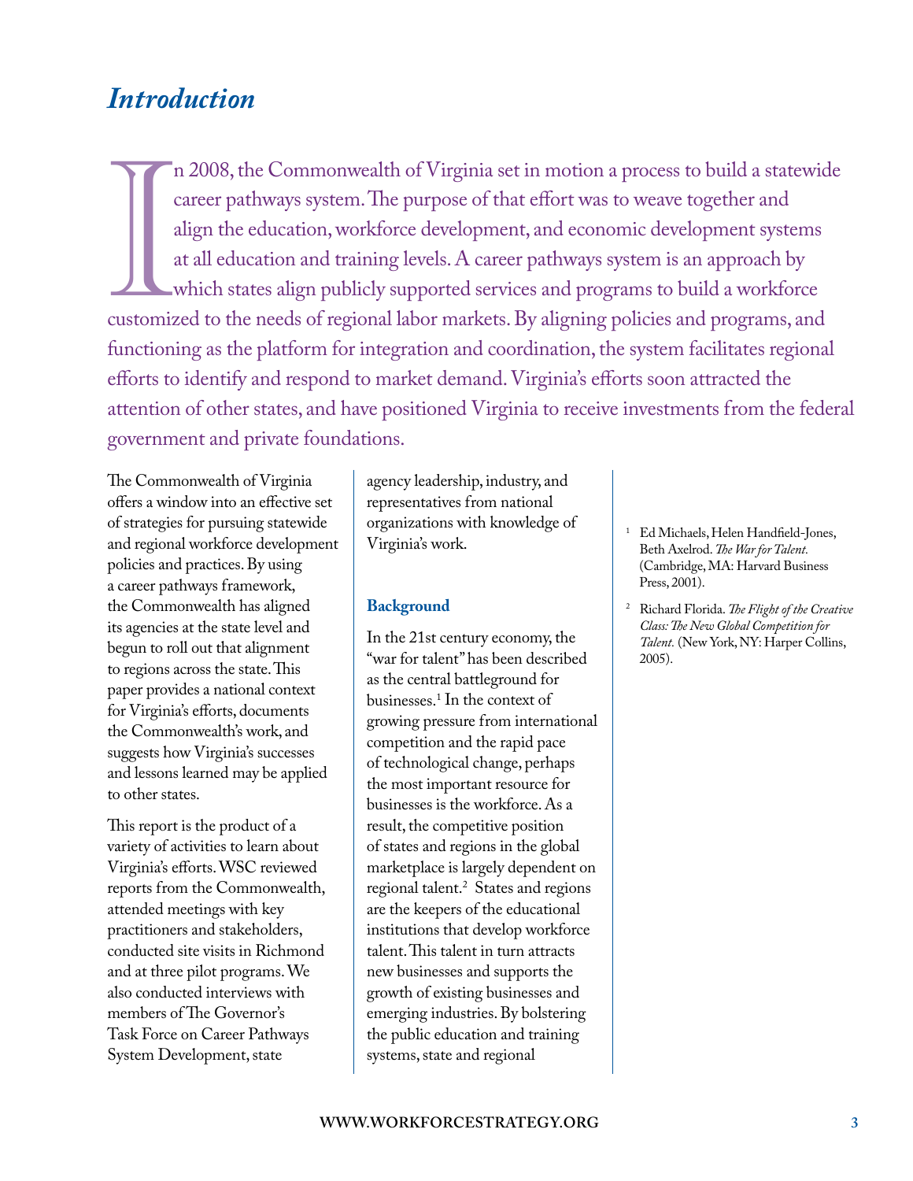# *Introduction*

In 2008, the Commonwealth of Virginia set in motion a process to build a statewide career pathways system. The purpose of that effort was to weave together and align the education, workforce development, and economic development systems at all education and training levels. A career pathways system is an approach by which states align publicly supported services and programs to build a workforce customized to the needs of regional labor markets. By aligning policies and programs, and functioning as the platform for integration and coordination, the system facilitates regional efforts to identify and respond to market demand. Virginia's efforts soon attracted the attention of other states, and have positioned Virginia to receive investments from the federal government and private foundations.

The Commonwealth of Virginia offers a window into an effective set of strategies for pursuing statewide and regional workforce development policies and practices. By using a career pathways framework, the Commonwealth has aligned its agencies at the state level and begun to roll out that alignment to regions across the state. This paper provides a national context for Virginia's efforts, documents the Commonwealth's work, and suggests how Virginia's successes and lessons learned may be applied to other states.

This report is the product of a variety of activities to learn about Virginia's efforts. WSC reviewed reports from the Commonwealth, attended meetings with key practitioners and stakeholders, conducted site visits in Richmond and at three pilot programs. We also conducted interviews with members of The Governor's Task Force on Career Pathways System Development, state agency leadership, industry, and representatives from national organizations with knowledge of Virginia's work.

### Background

In the 21st century economy, the "war for talent" has been described as the central battleground for businesses.[1] In the context of growing pressure from international competition and the rapid pace of technological change, perhaps the most important resource for businesses is the workforce. As a result, the competitive position of states and regions in the global marketplace is largely dependent on regional talent.[2] States and regions are the keepers of the educational institutions that develop workforce talent. This talent in turn attracts new businesses and supports the growth of existing businesses and emerging industries. By bolstering the public education and training systems, state and regional

[1] Ed Michaels, Helen Handfield-Jones, Beth Axelrod. *The War for Talent.* (Cambridge, MA: Harvard Business Press, 2001).

[2] Richard Florida. *The Flight of the Creative Class: The New Global Competition for Talent.* (New York, NY: Harper Collins, 2005).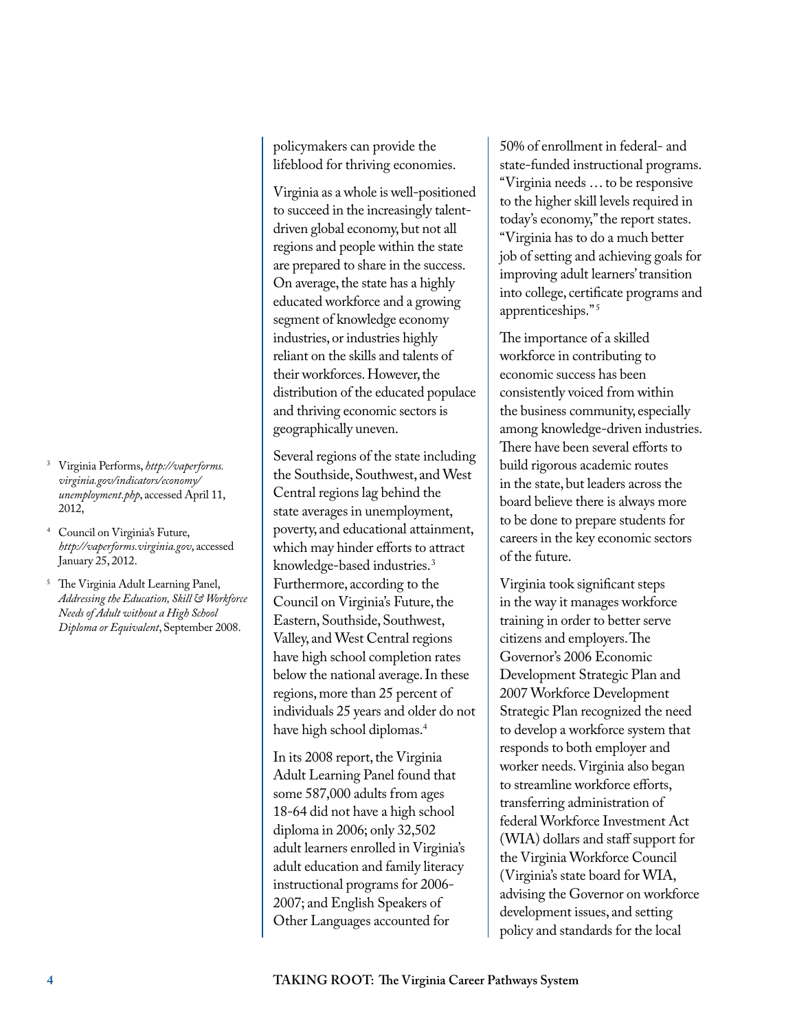policymakers can provide the lifeblood for thriving economies.

Virginia as a whole is well-positioned to succeed in the increasingly talent-driven global economy, but not all regions and people within the state are prepared to share in the success. On average, the state has a highly educated workforce and a growing segment of knowledge economy industries, or industries highly reliant on the skills and talents of their workforces. However, the distribution of the educated populace and thriving economic sectors is geographically uneven.

Several regions of the state including the Southside, Southwest, and West Central regions lag behind the state averages in unemployment, poverty, and educational attainment, which may hinder efforts to attract knowledge-based industries.[3] Furthermore, according to the Council on Virginia's Future, the Eastern, Southside, Southwest, Valley, and West Central regions have high school completion rates below the national average. In these regions, more than 25 percent of individuals 25 years and older do not have high school diplomas.[4]

In its 2008 report, the Virginia Adult Learning Panel found that some 587,000 adults from ages 18-64 did not have a high school diploma in 2006; only 32,502 adult learners enrolled in Virginia's adult education and family literacy instructional programs for 2006-2007; and English Speakers of Other Languages accounted for 50% of enrollment in federal- and state-funded instructional programs. "Virginia needs … to be responsive to the higher skill levels required in today's economy," the report states. "Virginia has to do a much better job of setting and achieving goals for improving adult learners' transition into college, certificate programs and apprenticeships."[5]

The importance of a skilled workforce in contributing to economic success has been consistently voiced from within the business community, especially among knowledge-driven industries. There have been several efforts to build rigorous academic routes in the state, but leaders across the board believe there is always more to be done to prepare students for careers in the key economic sectors of the future.

Virginia took significant steps in the way it manages workforce training in order to better serve citizens and employers. The Governor's 2006 Economic Development Strategic Plan and 2007 Workforce Development Strategic Plan recognized the need to develop a workforce system that responds to both employer and worker needs. Virginia also began to streamline workforce efforts, transferring administration of federal Workforce Investment Act (WIA) dollars and staff support for the Virginia Workforce Council (Virginia's state board for WIA, advising the Governor on workforce development issues, and setting policy and standards for the local

---

[3] Virginia Performs, *http://vaperforms.virginia.gov/indicators/economy/unemployment.php*, accessed April 11, 2012,

[4] Council on Virginia's Future, *http://vaperforms.virginia.gov*, accessed January 25, 2012.

[5] The Virginia Adult Learning Panel, *Addressing the Education, Skill & Workforce Needs of Adult without a High School Diploma or Equivalent*, September 2008.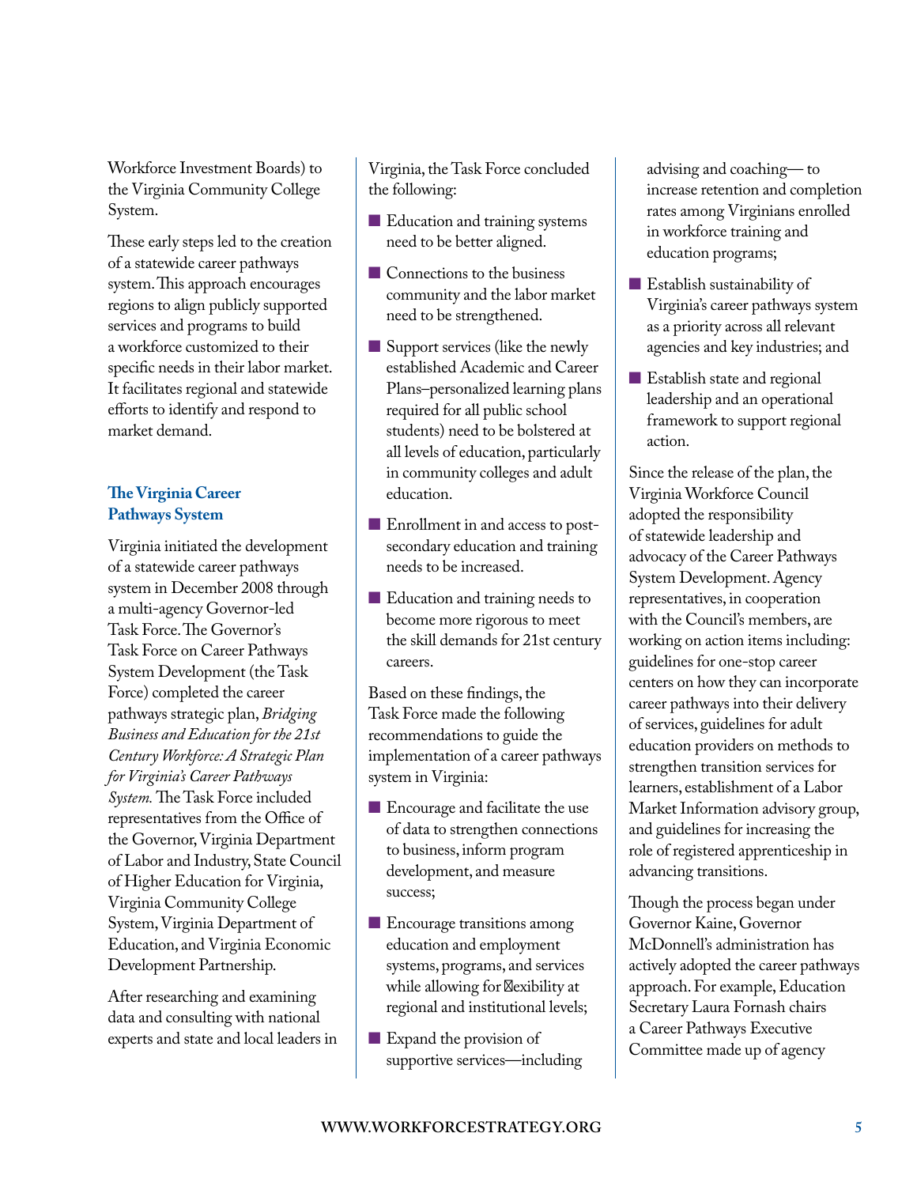Workforce Investment Boards) to the Virginia Community College System.

These early steps led to the creation of a statewide career pathways system. This approach encourages regions to align publicly supported services and programs to build a workforce customized to their specific needs in their labor market. It facilitates regional and statewide efforts to identify and respond to market demand.

### The Virginia Career Pathways System

Virginia initiated the development of a statewide career pathways system in December 2008 through a multi-agency Governor-led Task Force. The Governor's Task Force on Career Pathways System Development (the Task Force) completed the career pathways strategic plan, *Bridging Business and Education for the 21st Century Workforce: A Strategic Plan for Virginia's Career Pathways System.* The Task Force included representatives from the Office of the Governor, Virginia Department of Labor and Industry, State Council of Higher Education for Virginia, Virginia Community College System, Virginia Department of Education, and Virginia Economic Development Partnership.

After researching and examining data and consulting with national experts and state and local leaders in Virginia, the Task Force concluded the following:

- Education and training systems need to be better aligned.
- Connections to the business community and the labor market need to be strengthened.
- Support services (like the newly established Academic and Career Plans–personalized learning plans required for all public school students) need to be bolstered at all levels of education, particularly in community colleges and adult education.
- Enrollment in and access to post-secondary education and training needs to be increased.
- Education and training needs to become more rigorous to meet the skill demands for 21st century careers.

Based on these findings, the Task Force made the following recommendations to guide the implementation of a career pathways system in Virginia:

- Encourage and facilitate the use of data to strengthen connections to business, inform program development, and measure success;
- Encourage transitions among education and employment systems, programs, and services while allowing for flexibility at regional and institutional levels;
- Expand the provision of supportive services—including advising and coaching— to increase retention and completion rates among Virginians enrolled in workforce training and education programs;
- Establish sustainability of Virginia's career pathways system as a priority across all relevant agencies and key industries; and
- Establish state and regional leadership and an operational framework to support regional action.

Since the release of the plan, the Virginia Workforce Council adopted the responsibility of statewide leadership and advocacy of the Career Pathways System Development. Agency representatives, in cooperation with the Council's members, are working on action items including: guidelines for one-stop career centers on how they can incorporate career pathways into their delivery of services, guidelines for adult education providers on methods to strengthen transition services for learners, establishment of a Labor Market Information advisory group, and guidelines for increasing the role of registered apprenticeship in advancing transitions.

Though the process began under Governor Kaine, Governor McDonnell's administration has actively adopted the career pathways approach. For example, Education Secretary Laura Fornash chairs a Career Pathways Executive Committee made up of agency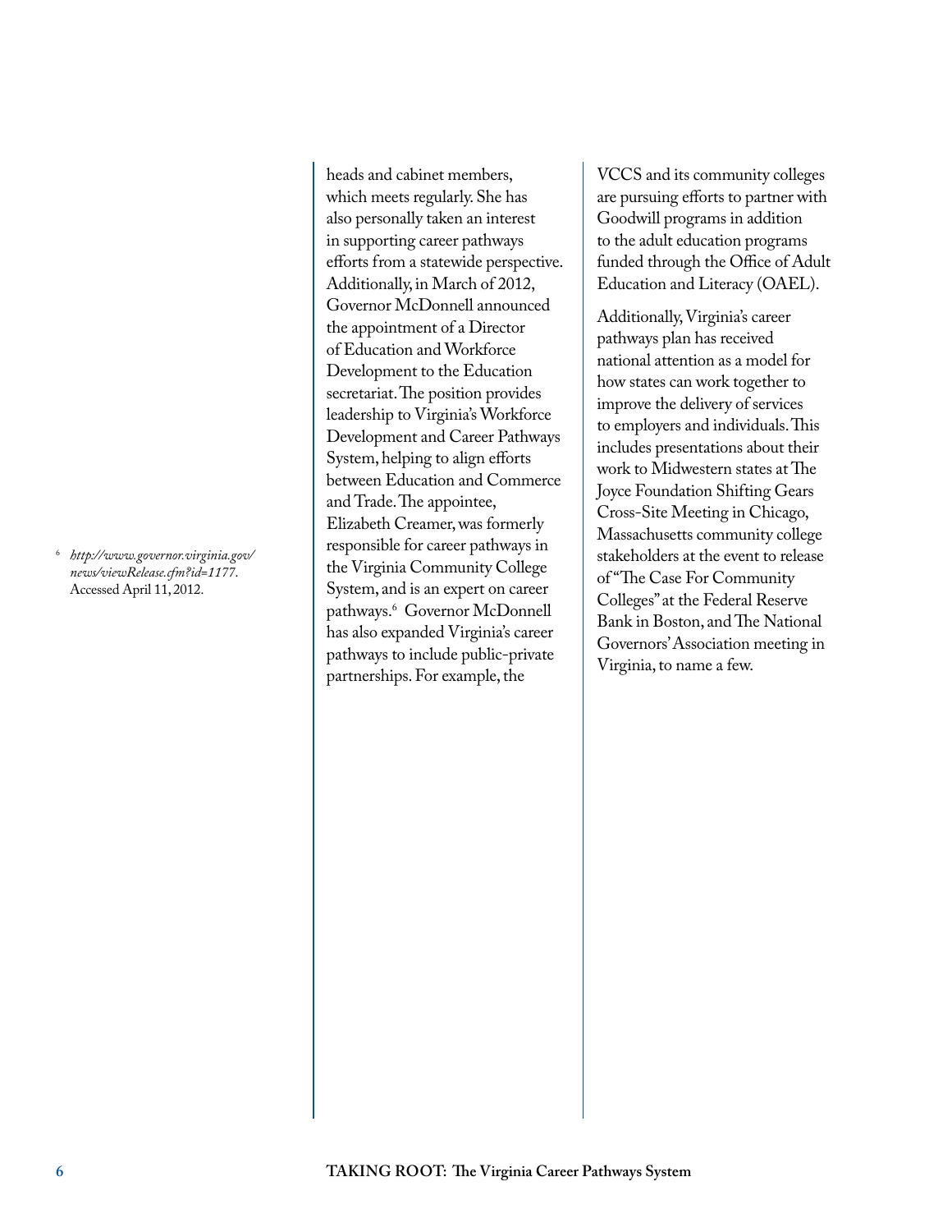heads and cabinet members, which meets regularly. She has also personally taken an interest in supporting career pathways efforts from a statewide perspective. Additionally, in March of 2012, Governor McDonnell announced the appointment of a Director of Education and Workforce Development to the Education secretariat. The position provides leadership to Virginia's Workforce Development and Career Pathways System, helping to align efforts between Education and Commerce and Trade. The appointee, Elizabeth Creamer, was formerly responsible for career pathways in the Virginia Community College System, and is an expert on career pathways.[6] Governor McDonnell has also expanded Virginia's career pathways to include public-private partnerships. For example, the VCCS and its community colleges are pursuing efforts to partner with Goodwill programs in addition to the adult education programs funded through the Office of Adult Education and Literacy (OAEL).

Additionally, Virginia's career pathways plan has received national attention as a model for how states can work together to improve the delivery of services to employers and individuals. This includes presentations about their work to Midwestern states at The Joyce Foundation Shifting Gears Cross-Site Meeting in Chicago, Massachusetts community college stakeholders at the event to release of "The Case For Community Colleges" at the Federal Reserve Bank in Boston, and The National Governors' Association meeting in Virginia, to name a few.

[6] *http://www.governor.virginia.gov/news/viewRelease.cfm?id=1177*. Accessed April 11, 2012.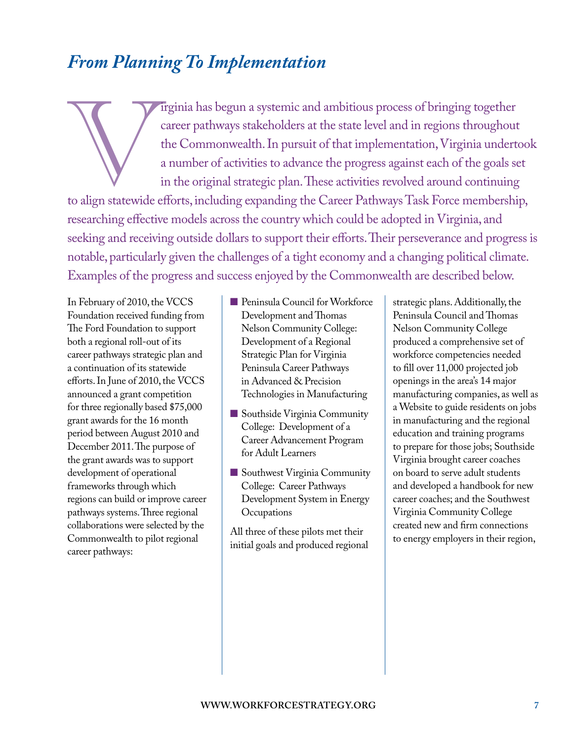## *From Planning To Implementation*

Virginia has begun a systemic and ambitious process of bringing together career pathways stakeholders at the state level and in regions throughout the Commonwealth. In pursuit of that implementation, Virginia undertook a number of activities to advance the progress against each of the goals set in the original strategic plan. These activities revolved around continuing to align statewide efforts, including expanding the Career Pathways Task Force membership, researching effective models across the country which could be adopted in Virginia, and seeking and receiving outside dollars to support their efforts. Their perseverance and progress is notable, particularly given the challenges of a tight economy and a changing political climate. Examples of the progress and success enjoyed by the Commonwealth are described below.

In February of 2010, the VCCS Foundation received funding from The Ford Foundation to support both a regional roll-out of its career pathways strategic plan and a continuation of its statewide efforts. In June of 2010, the VCCS announced a grant competition for three regionally based $75,000 grant awards for the 16 month period between August 2010 and December 2011. The purpose of the grant awards was to support development of operational frameworks through which regions can build or improve career pathways systems. Three regional collaborations were selected by the Commonwealth to pilot regional career pathways:

- Peninsula Council for Workforce Development and Thomas Nelson Community College: Development of a Regional Strategic Plan for Virginia Peninsula Career Pathways in Advanced & Precision Technologies in Manufacturing
- Southside Virginia Community College: Development of a Career Advancement Program for Adult Learners
- Southwest Virginia Community College: Career Pathways Development System in Energy Occupations

All three of these pilots met their initial goals and produced regional strategic plans. Additionally, the Peninsula Council and Thomas Nelson Community College produced a comprehensive set of workforce competencies needed to fill over 11,000 projected job openings in the area's 14 major manufacturing companies, as well as a Website to guide residents on jobs in manufacturing and the regional education and training programs to prepare for those jobs; Southside Virginia brought career coaches on board to serve adult students and developed a handbook for new career coaches; and the Southwest Virginia Community College created new and firm connections to energy employers in their region,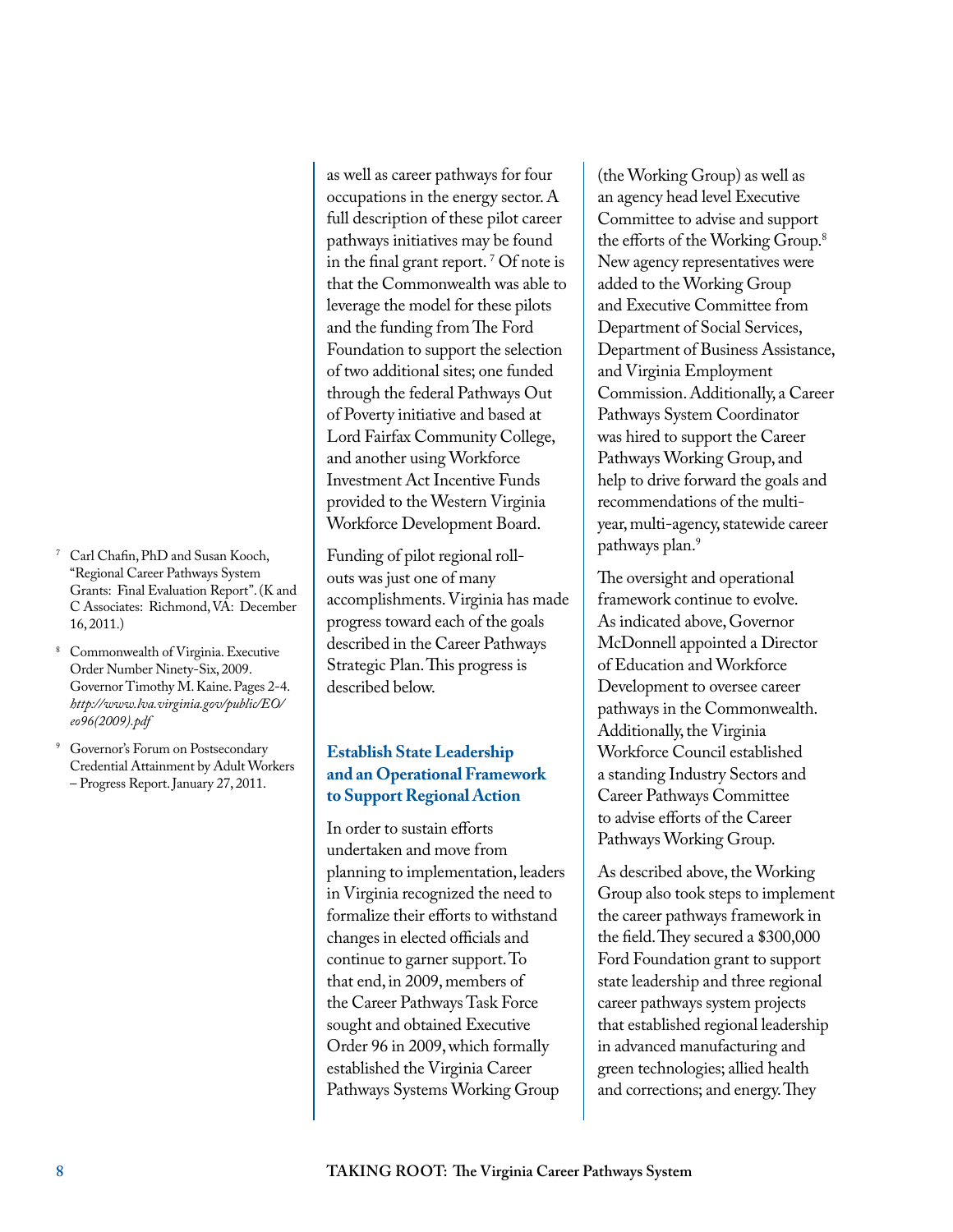as well as career pathways for four occupations in the energy sector. A full description of these pilot career pathways initiatives may be found in the final grant report.[7] Of note is that the Commonwealth was able to leverage the model for these pilots and the funding from The Ford Foundation to support the selection of two additional sites; one funded through the federal Pathways Out of Poverty initiative and based at Lord Fairfax Community College, and another using Workforce Investment Act Incentive Funds provided to the Western Virginia Workforce Development Board.

Funding of pilot regional roll-outs was just one of many accomplishments. Virginia has made progress toward each of the goals described in the Career Pathways Strategic Plan. This progress is described below.

### Establish State Leadership and an Operational Framework to Support Regional Action

In order to sustain efforts undertaken and move from planning to implementation, leaders in Virginia recognized the need to formalize their efforts to withstand changes in elected officials and continue to garner support. To that end, in 2009, members of the Career Pathways Task Force sought and obtained Executive Order 96 in 2009, which formally established the Virginia Career Pathways Systems Working Group (the Working Group) as well as an agency head level Executive Committee to advise and support the efforts of the Working Group.[8] New agency representatives were added to the Working Group and Executive Committee from Department of Social Services, Department of Business Assistance, and Virginia Employment Commission. Additionally, a Career Pathways System Coordinator was hired to support the Career Pathways Working Group, and help to drive forward the goals and recommendations of the multi-year, multi-agency, statewide career pathways plan.[9]

The oversight and operational framework continue to evolve. As indicated above, Governor McDonnell appointed a Director of Education and Workforce Development to oversee career pathways in the Commonwealth. Additionally, the Virginia Workforce Council established a standing Industry Sectors and Career Pathways Committee to advise efforts of the Career Pathways Working Group.

As described above, the Working Group also took steps to implement the career pathways framework in the field. They secured a $300,000 Ford Foundation grant to support state leadership and three regional career pathways system projects that established regional leadership in advanced manufacturing and green technologies; allied health and corrections; and energy. They

---

[7] Carl Chafin, PhD and Susan Kooch, "Regional Career Pathways System Grants: Final Evaluation Report". (K and C Associates: Richmond, VA: December 16, 2011.)

[8] Commonwealth of Virginia. Executive Order Number Ninety-Six, 2009. Governor Timothy M. Kaine. Pages 2-4. *http://www.lva.virginia.gov/public/EO/eo96(2009).pdf*

[9] Governor's Forum on Postsecondary Credential Attainment by Adult Workers – Progress Report. January 27, 2011.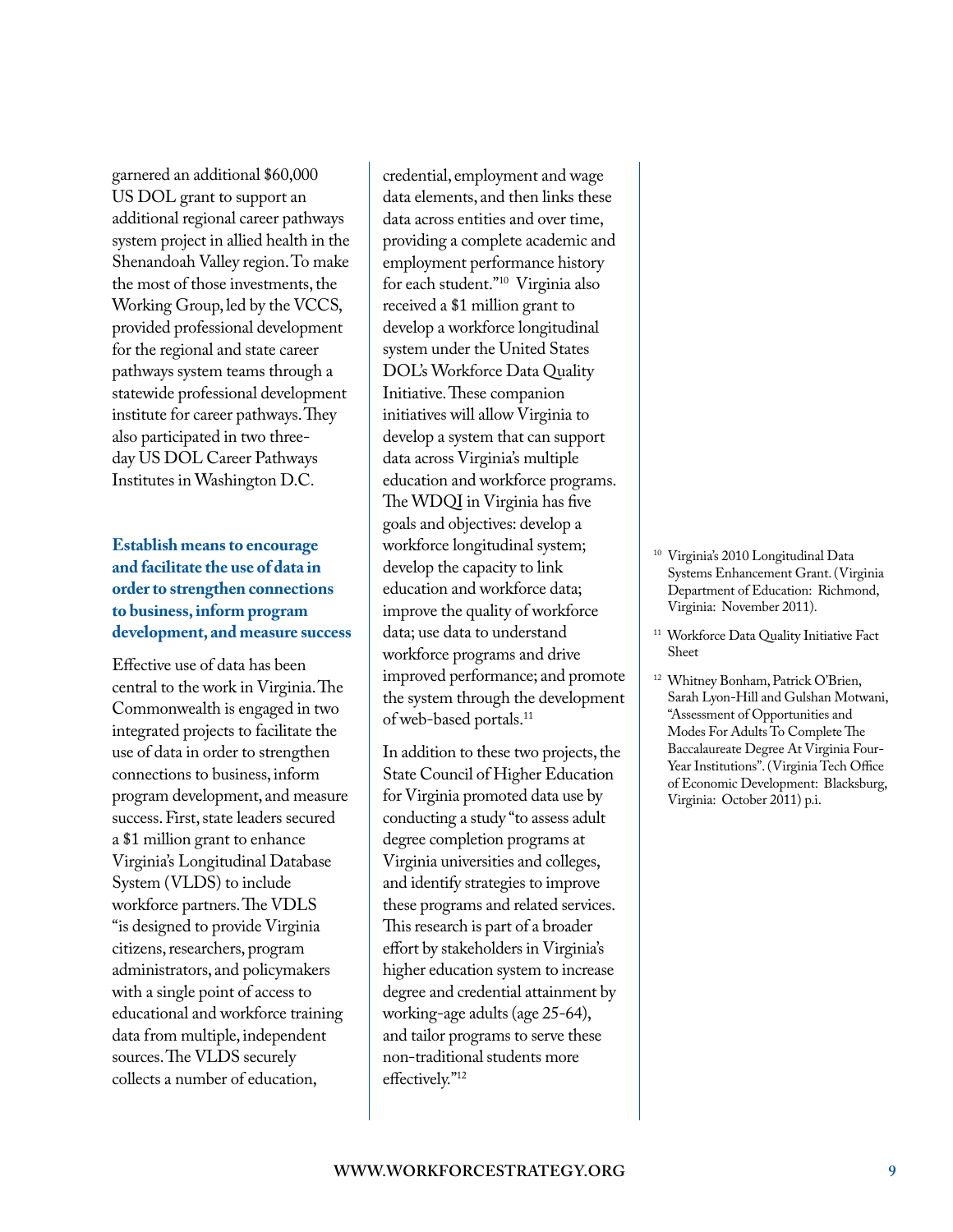garnered an additional $60,000 US DOL grant to support an additional regional career pathways system project in allied health in the Shenandoah Valley region. To make the most of those investments, the Working Group, led by the VCCS, provided professional development for the regional and state career pathways system teams through a statewide professional development institute for career pathways. They also participated in two three-day US DOL Career Pathways Institutes in Washington D.C.

### Establish means to encourage and facilitate the use of data in order to strengthen connections to business, inform program development, and measure success

Effective use of data has been central to the work in Virginia. The Commonwealth is engaged in two integrated projects to facilitate the use of data in order to strengthen connections to business, inform program development, and measure success. First, state leaders secured a $1 million grant to enhance Virginia's Longitudinal Database System (VLDS) to include workforce partners. The VDLS "is designed to provide Virginia citizens, researchers, program administrators, and policymakers with a single point of access to educational and workforce training data from multiple, independent sources. The VLDS securely collects a number of education, credential, employment and wage data elements, and then links these data across entities and over time, providing a complete academic and employment performance history for each student."[10] Virginia also received a $1 million grant to develop a workforce longitudinal system under the United States DOL's Workforce Data Quality Initiative. These companion initiatives will allow Virginia to develop a system that can support data across Virginia's multiple education and workforce programs. The WDQI in Virginia has five goals and objectives: develop a workforce longitudinal system; develop the capacity to link education and workforce data; improve the quality of workforce data; use data to understand workforce programs and drive improved performance; and promote the system through the development of web-based portals.[11]

In addition to these two projects, the State Council of Higher Education for Virginia promoted data use by conducting a study "to assess adult degree completion programs at Virginia universities and colleges, and identify strategies to improve these programs and related services. This research is part of a broader effort by stakeholders in Virginia's higher education system to increase degree and credential attainment by working-age adults (age 25-64), and tailor programs to serve these non-traditional students more effectively."[12]

---

[10] Virginia's 2010 Longitudinal Data Systems Enhancement Grant. (Virginia Department of Education: Richmond, Virginia: November 2011).

[11] Workforce Data Quality Initiative Fact Sheet

[12] Whitney Bonham, Patrick O'Brien, Sarah Lyon-Hill and Gulshan Motwani, "Assessment of Opportunities and Modes For Adults To Complete The Baccalaureate Degree At Virginia Four-Year Institutions". (Virginia Tech Office of Economic Development: Blacksburg, Virginia: October 2011) p.i.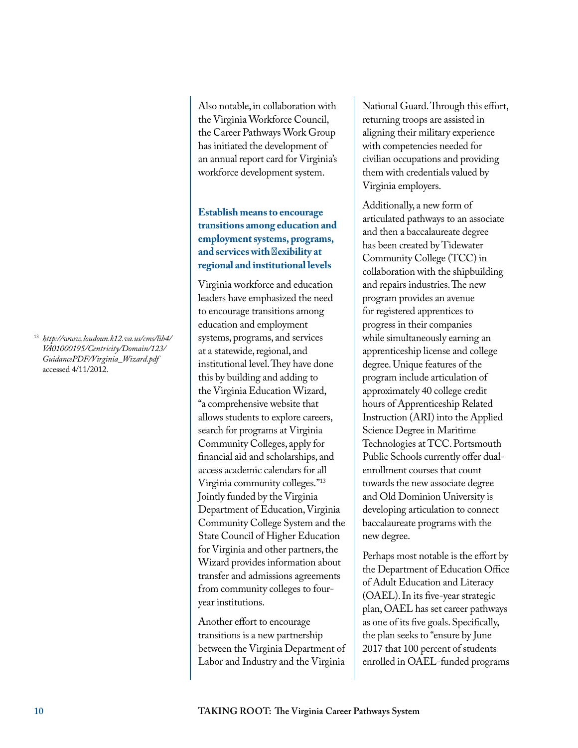Also notable, in collaboration with the Virginia Workforce Council, the Career Pathways Work Group has initiated the development of an annual report card for Virginia's workforce development system.

### Establish means to encourage transitions among education and employment systems, programs, and services with flexibility at regional and institutional levels

Virginia workforce and education leaders have emphasized the need to encourage transitions among education and employment systems, programs, and services at a statewide, regional, and institutional level. They have done this by building and adding to the Virginia Education Wizard, "a comprehensive website that allows students to explore careers, search for programs at Virginia Community Colleges, apply for financial aid and scholarships, and access academic calendars for all Virginia community colleges."[13] Jointly funded by the Virginia Department of Education, Virginia Community College System and the State Council of Higher Education for Virginia and other partners, the Wizard provides information about transfer and admissions agreements from community colleges to four-year institutions.

Another effort to encourage transitions is a new partnership between the Virginia Department of Labor and Industry and the Virginia National Guard. Through this effort, returning troops are assisted in aligning their military experience with competencies needed for civilian occupations and providing them with credentials valued by Virginia employers.

Additionally, a new form of articulated pathways to an associate and then a baccalaureate degree has been created by Tidewater Community College (TCC) in collaboration with the shipbuilding and repairs industries. The new program provides an avenue for registered apprentices to progress in their companies while simultaneously earning an apprenticeship license and college degree. Unique features of the program include articulation of approximately 40 college credit hours of Apprenticeship Related Instruction (ARI) into the Applied Science Degree in Maritime Technologies at TCC. Portsmouth Public Schools currently offer dual-enrollment courses that count towards the new associate degree and Old Dominion University is developing articulation to connect baccalaureate programs with the new degree.

Perhaps most notable is the effort by the Department of Education Office of Adult Education and Literacy (OAEL). In its five-year strategic plan, OAEL has set career pathways as one of its five goals. Specifically, the plan seeks to "ensure by June 2017 that 100 percent of students enrolled in OAEL-funded programs

[13] *http://www.loudoun.k12.va.us/cms/lib4/VA01000195/Centricity/Domain/123/GuidancePDF/Virginia_Wizard.pdf* accessed 4/11/2012.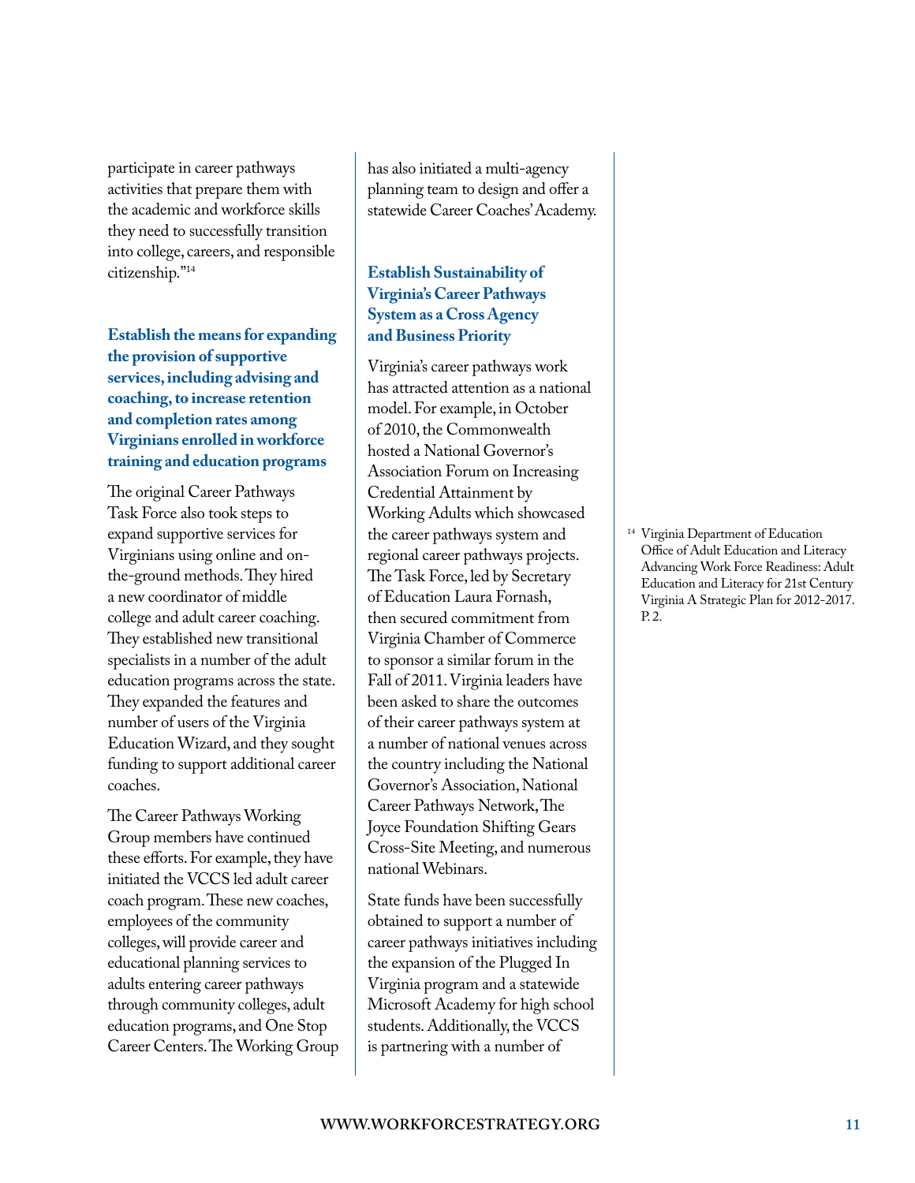participate in career pathways activities that prepare them with the academic and workforce skills they need to successfully transition into college, careers, and responsible citizenship."[14]

**Establish the means for expanding the provision of supportive services, including advising and coaching, to increase retention and completion rates among Virginians enrolled in workforce training and education programs**

The original Career Pathways Task Force also took steps to expand supportive services for Virginians using online and on-the-ground methods. They hired a new coordinator of middle college and adult career coaching. They established new transitional specialists in a number of the adult education programs across the state. They expanded the features and number of users of the Virginia Education Wizard, and they sought funding to support additional career coaches.

The Career Pathways Working Group members have continued these efforts. For example, they have initiated the VCCS led adult career coach program. These new coaches, employees of the community colleges, will provide career and educational planning services to adults entering career pathways through community colleges, adult education programs, and One Stop Career Centers. The Working Group has also initiated a multi-agency planning team to design and offer a statewide Career Coaches' Academy.

**Establish Sustainability of Virginia's Career Pathways System as a Cross Agency and Business Priority**

Virginia's career pathways work has attracted attention as a national model. For example, in October of 2010, the Commonwealth hosted a National Governor's Association Forum on Increasing Credential Attainment by Working Adults which showcased the career pathways system and regional career pathways projects. The Task Force, led by Secretary of Education Laura Fornash, then secured commitment from Virginia Chamber of Commerce to sponsor a similar forum in the Fall of 2011. Virginia leaders have been asked to share the outcomes of their career pathways system at a number of national venues across the country including the National Governor's Association, National Career Pathways Network, The Joyce Foundation Shifting Gears Cross-Site Meeting, and numerous national Webinars.

State funds have been successfully obtained to support a number of career pathways initiatives including the expansion of the Plugged In Virginia program and a statewide Microsoft Academy for high school students. Additionally, the VCCS is partnering with a number of

[14] Virginia Department of Education Office of Adult Education and Literacy Advancing Work Force Readiness: Adult Education and Literacy for 21st Century Virginia A Strategic Plan for 2012-2017. P. 2.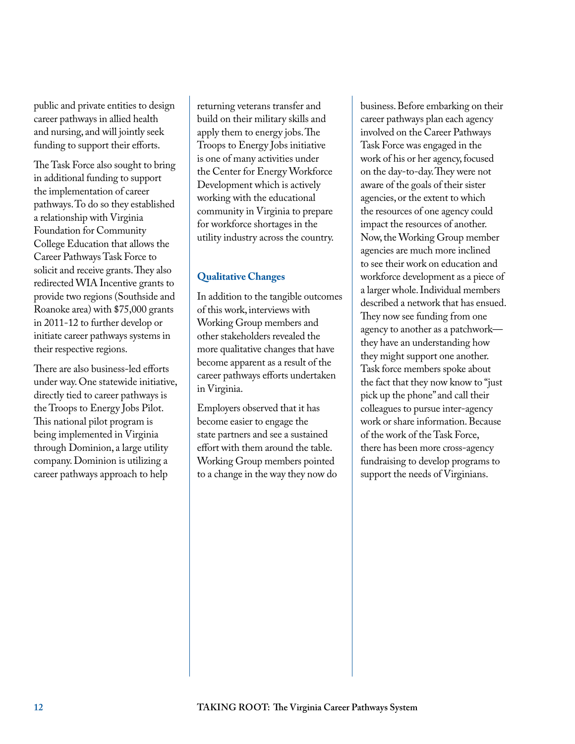public and private entities to design career pathways in allied health and nursing, and will jointly seek funding to support their efforts.

The Task Force also sought to bring in additional funding to support the implementation of career pathways. To do so they established a relationship with Virginia Foundation for Community College Education that allows the Career Pathways Task Force to solicit and receive grants. They also redirected WIA Incentive grants to provide two regions (Southside and Roanoke area) with $75,000 grants in 2011-12 to further develop or initiate career pathways systems in their respective regions.

There are also business-led efforts under way. One statewide initiative, directly tied to career pathways is the Troops to Energy Jobs Pilot. This national pilot program is being implemented in Virginia through Dominion, a large utility company. Dominion is utilizing a career pathways approach to help returning veterans transfer and build on their military skills and apply them to energy jobs. The Troops to Energy Jobs initiative is one of many activities under the Center for Energy Workforce Development which is actively working with the educational community in Virginia to prepare for workforce shortages in the utility industry across the country.

### Qualitative Changes

In addition to the tangible outcomes of this work, interviews with Working Group members and other stakeholders revealed the more qualitative changes that have become apparent as a result of the career pathways efforts undertaken in Virginia.

Employers observed that it has become easier to engage the state partners and see a sustained effort with them around the table. Working Group members pointed to a change in the way they now do business. Before embarking on their career pathways plan each agency involved on the Career Pathways Task Force was engaged in the work of his or her agency, focused on the day-to-day. They were not aware of the goals of their sister agencies, or the extent to which the resources of one agency could impact the resources of another. Now, the Working Group member agencies are much more inclined to see their work on education and workforce development as a piece of a larger whole. Individual members described a network that has ensued. They now see funding from one agency to another as a patchwork—they have an understanding how they might support one another. Task force members spoke about the fact that they now know to "just pick up the phone" and call their colleagues to pursue inter-agency work or share information. Because of the work of the Task Force, there has been more cross-agency fundraising to develop programs to support the needs of Virginians.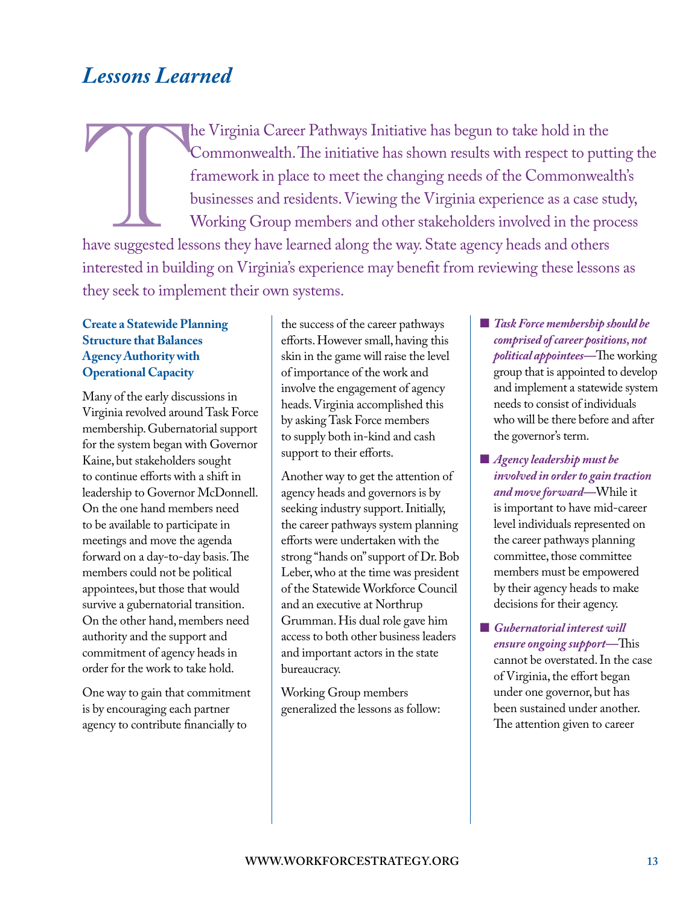## *Lessons Learned*

The Virginia Career Pathways Initiative has begun to take hold in the Commonwealth. The initiative has shown results with respect to putting the framework in place to meet the changing needs of the Commonwealth's businesses and residents. Viewing the Virginia experience as a case study, Working Group members and other stakeholders involved in the process have suggested lessons they have learned along the way. State agency heads and others interested in building on Virginia's experience may benefit from reviewing these lessons as they seek to implement their own systems.

### Create a Statewide Planning Structure that Balances Agency Authority with Operational Capacity

Many of the early discussions in Virginia revolved around Task Force membership. Gubernatorial support for the system began with Governor Kaine, but stakeholders sought to continue efforts with a shift in leadership to Governor McDonnell. On the one hand members need to be available to participate in meetings and move the agenda forward on a day-to-day basis. The members could not be political appointees, but those that would survive a gubernatorial transition. On the other hand, members need authority and the support and commitment of agency heads in order for the work to take hold.

One way to gain that commitment is by encouraging each partner agency to contribute financially to the success of the career pathways efforts. However small, having this skin in the game will raise the level of importance of the work and involve the engagement of agency heads. Virginia accomplished this by asking Task Force members to supply both in-kind and cash support to their efforts.

Another way to get the attention of agency heads and governors is by seeking industry support. Initially, the career pathways system planning efforts were undertaken with the strong "hands on" support of Dr. Bob Leber, who at the time was president of the Statewide Workforce Council and an executive at Northrup Grumman. His dual role gave him access to both other business leaders and important actors in the state bureaucracy.

Working Group members generalized the lessons as follow:

- ***Task Force membership should be comprised of career positions, not political appointees***—The working group that is appointed to develop and implement a statewide system needs to consist of individuals who will be there before and after the governor's term.
- ***Agency leadership must be involved in order to gain traction and move forward***—While it is important to have mid-career level individuals represented on the career pathways planning committee, those committee members must be empowered by their agency heads to make decisions for their agency.
- ***Gubernatorial interest will ensure ongoing support***—This cannot be overstated. In the case of Virginia, the effort began under one governor, but has been sustained under another. The attention given to career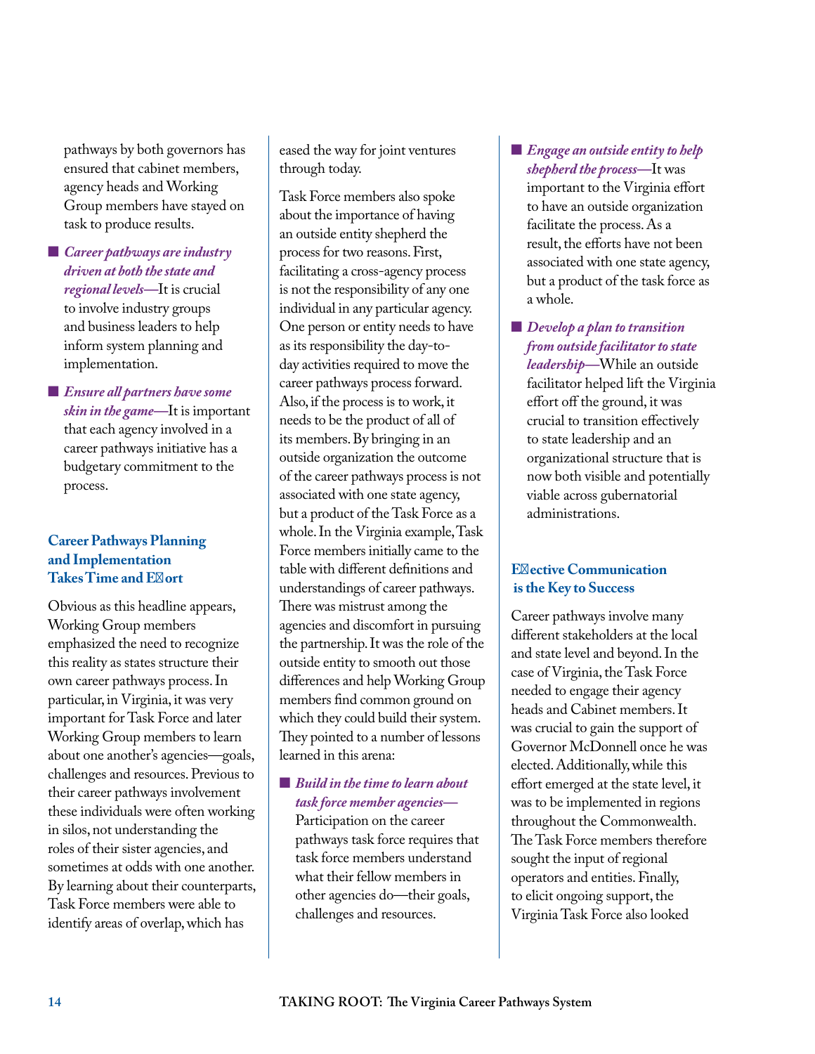pathways by both governors has ensured that cabinet members, agency heads and Working Group members have stayed on task to produce results.

- *Career pathways are industry driven at both the state and regional levels*—It is crucial to involve industry groups and business leaders to help inform system planning and implementation.
- *Ensure all partners have some skin in the game*—It is important that each agency involved in a career pathways initiative has a budgetary commitment to the process.

### Career Pathways Planning and Implementation Takes Time and Effort

Obvious as this headline appears, Working Group members emphasized the need to recognize this reality as states structure their own career pathways process. In particular, in Virginia, it was very important for Task Force and later Working Group members to learn about one another's agencies—goals, challenges and resources. Previous to their career pathways involvement these individuals were often working in silos, not understanding the roles of their sister agencies, and sometimes at odds with one another. By learning about their counterparts, Task Force members were able to identify areas of overlap, which has eased the way for joint ventures through today.

Task Force members also spoke about the importance of having an outside entity shepherd the process for two reasons. First, facilitating a cross-agency process is not the responsibility of any one individual in any particular agency. One person or entity needs to have as its responsibility the day-to-day activities required to move the career pathways process forward. Also, if the process is to work, it needs to be the product of all of its members. By bringing in an outside organization the outcome of the career pathways process is not associated with one state agency, but a product of the Task Force as a whole. In the Virginia example, Task Force members initially came to the table with different definitions and understandings of career pathways. There was mistrust among the agencies and discomfort in pursuing the partnership. It was the role of the outside entity to smooth out those differences and help Working Group members find common ground on which they could build their system. They pointed to a number of lessons learned in this arena:

- *Build in the time to learn about task force member agencies*—Participation on the career pathways task force requires that task force members understand what their fellow members in other agencies do—their goals, challenges and resources.
- *Engage an outside entity to help shepherd the process*—It was important to the Virginia effort to have an outside organization facilitate the process. As a result, the efforts have not been associated with one state agency, but a product of the task force as a whole.
- *Develop a plan to transition from outside facilitator to state leadership*—While an outside facilitator helped lift the Virginia effort off the ground, it was crucial to transition effectively to state leadership and an organizational structure that is now both visible and potentially viable across gubernatorial administrations.

### Effective Communication is the Key to Success

Career pathways involve many different stakeholders at the local and state level and beyond. In the case of Virginia, the Task Force needed to engage their agency heads and Cabinet members. It was crucial to gain the support of Governor McDonnell once he was elected. Additionally, while this effort emerged at the state level, it was to be implemented in regions throughout the Commonwealth. The Task Force members therefore sought the input of regional operators and entities. Finally, to elicit ongoing support, the Virginia Task Force also looked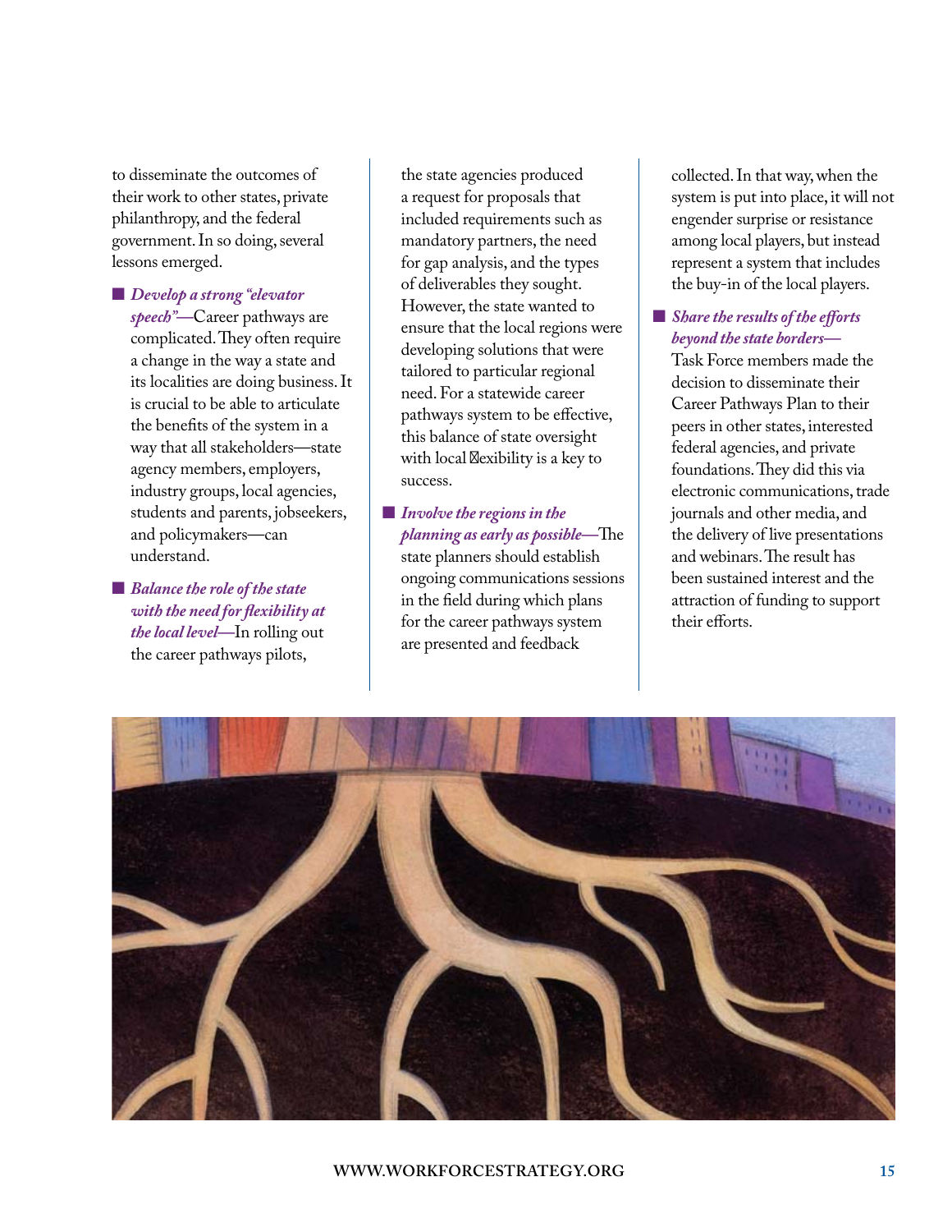to disseminate the outcomes of their work to other states, private philanthropy, and the federal government. In so doing, several lessons emerged.

- ***Develop a strong "elevator speech"***—Career pathways are complicated. They often require a change in the way a state and its localities are doing business. It is crucial to be able to articulate the benefits of the system in a way that all stakeholders—state agency members, employers, industry groups, local agencies, students and parents, jobseekers, and policymakers—can understand.

- ***Balance the role of the state with the need for flexibility at the local level***—In rolling out the career pathways pilots, the state agencies produced a request for proposals that included requirements such as mandatory partners, the need for gap analysis, and the types of deliverables they sought. However, the state wanted to ensure that the local regions were developing solutions that were tailored to particular regional need. For a statewide career pathways system to be effective, this balance of state oversight with local flexibility is a key to success.

- ***Involve the regions in the planning as early as possible***—The state planners should establish ongoing communications sessions in the field during which plans for the career pathways system are presented and feedback collected. In that way, when the system is put into place, it will not engender surprise or resistance among local players, but instead represent a system that includes the buy-in of the local players.

- ***Share the results of the efforts beyond the state borders***—Task Force members made the decision to disseminate their Career Pathways Plan to their peers in other states, interested federal agencies, and private foundations. They did this via electronic communications, trade journals and other media, and the delivery of live presentations and webinars. The result has been sustained interest and the attraction of funding to support their efforts.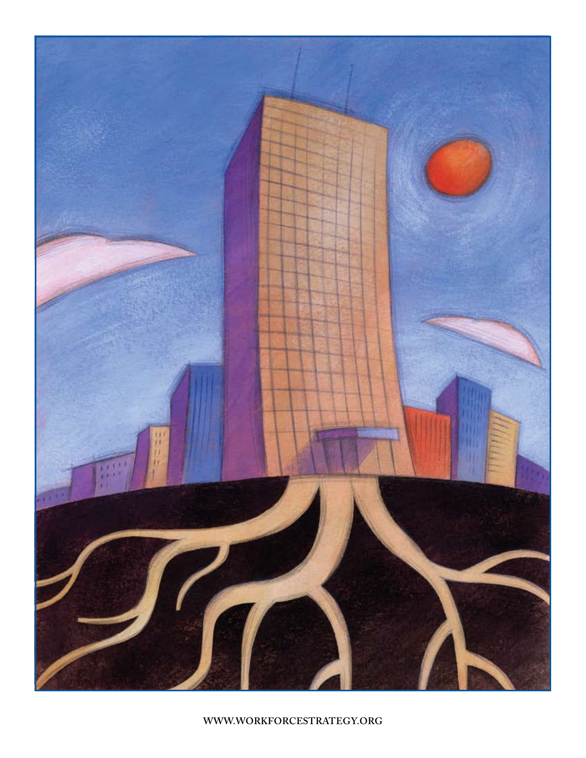WWW.WORKFORCESTRATEGY.ORG